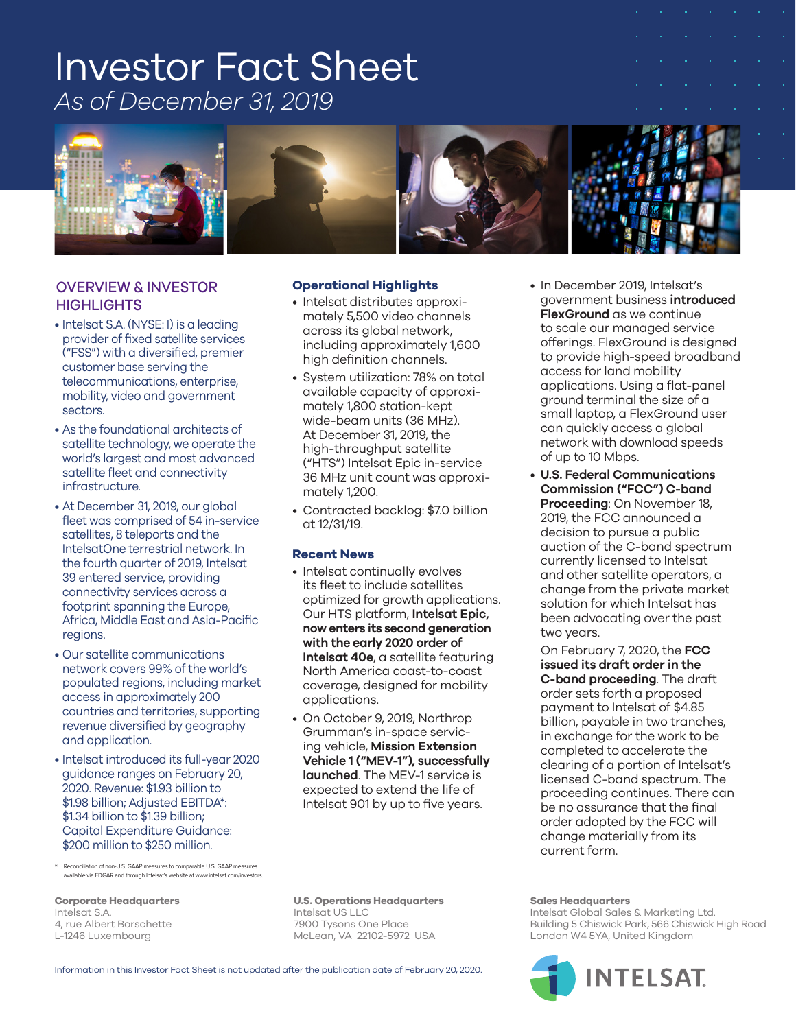# Investor Fact Sheet

*As of December 31, 2019*

## OVERVIEW & INVESTOR HIGHLIGHTS

- Intelsat S.A. (NYSE: I) is a leading provider of fixed satellite services ("FSS") with a diversified, premier customer base serving the telecommunications, enterprise, mobility, video and government sectors.
- As the foundational architects of satellite technology, we operate the world's largest and most advanced satellite fleet and connectivity infrastructure.
- At December 31, 2019, our global fleet was comprised of 54 in-service satellites, 8 teleports and the IntelsatOne terrestrial network. In the fourth quarter of 2019, Intelsat 39 entered service, providing connectivity services across a footprint spanning the Europe, Africa, Middle East and Asia-Pacific regions.
- Our satellite communications network covers 99% of the world's populated regions, including market access in approximately 200 countries and territories, supporting revenue diversified by geography and application.
- Intelsat introduced its full-year 2020 guidance ranges on February 20, 2020. Revenue: $1.93 billion to $1.98 billion; Adjusted EBITDA*: $1.34 billion to $1.39 billion; Capital Expenditure Guidance: $200 million to $250 million.

\* Reconciliation of non-U.S. GAAP measures to comparable U.S. GAAP measures available via EDGAR and through Intelsat's website at www.intelsat.com/investors.

### Operational Highlights

- Intelsat distributes approximately 5,500 video channels across its global network, including approximately 1,600 high definition channels.
- System utilization: 78% on total available capacity of approximately 1,800 station-kept wide-beam units (36 MHz). At December 31, 2019, the high-throughput satellite ("HTS") Intelsat Epic in-service 36 MHz unit count was approximately 1,200.
- Contracted backlog: $7.0 billion at 12/31/19.

### Recent News

- Intelsat continually evolves its fleet to include satellites optimized for growth applications. Our HTS platform, **Intelsat Epic, now enters its second generation with the early 2020 order of Intelsat 40e**, a satellite featuring North America coast-to-coast coverage, designed for mobility applications.
- On October 9, 2019, Northrop Grumman's in-space servicing vehicle, **Mission Extension Vehicle 1 ("MEV-1"), successfully launched**. The MEV-1 service is expected to extend the life of Intelsat 901 by up to five years.
- In December 2019, Intelsat's government business **introduced FlexGround** as we continue to scale our managed service offerings. FlexGround is designed to provide high-speed broadband access for land mobility applications. Using a flat-panel ground terminal the size of a small laptop, a FlexGround user can quickly access a global network with download speeds of up to 10 Mbps.
- **U.S. Federal Communications Commission ("FCC") C-band Proceeding**: On November 18, 2019, the FCC announced a decision to pursue a public auction of the C-band spectrum currently licensed to Intelsat and other satellite operators, a change from the private market solution for which Intelsat has been advocating over the past two years.

  On February 7, 2020, the **FCC issued its draft order in the C-band proceeding**. The draft order sets forth a proposed payment to Intelsat of $4.85 billion, payable in two tranches, in exchange for the work to be completed to accelerate the clearing of a portion of Intelsat's licensed C-band spectrum. The proceeding continues. There can be no assurance that the final order adopted by the FCC will change materially from its current form.

**Corporate Headquarters**
Intelsat S.A.
4, rue Albert Borschette
L-1246 Luxembourg

**U.S. Operations Headquarters**
Intelsat US LLC
7900 Tysons One Place
McLean, VA 22102-5972 USA

**Sales Headquarters**
Intelsat Global Sales & Marketing Ltd.
Building 5 Chiswick Park, 566 Chiswick High Road
London W4 5YA, United Kingdom

Information in this Investor Fact Sheet is not updated after the publication date of February 20, 2020.

INTELSAT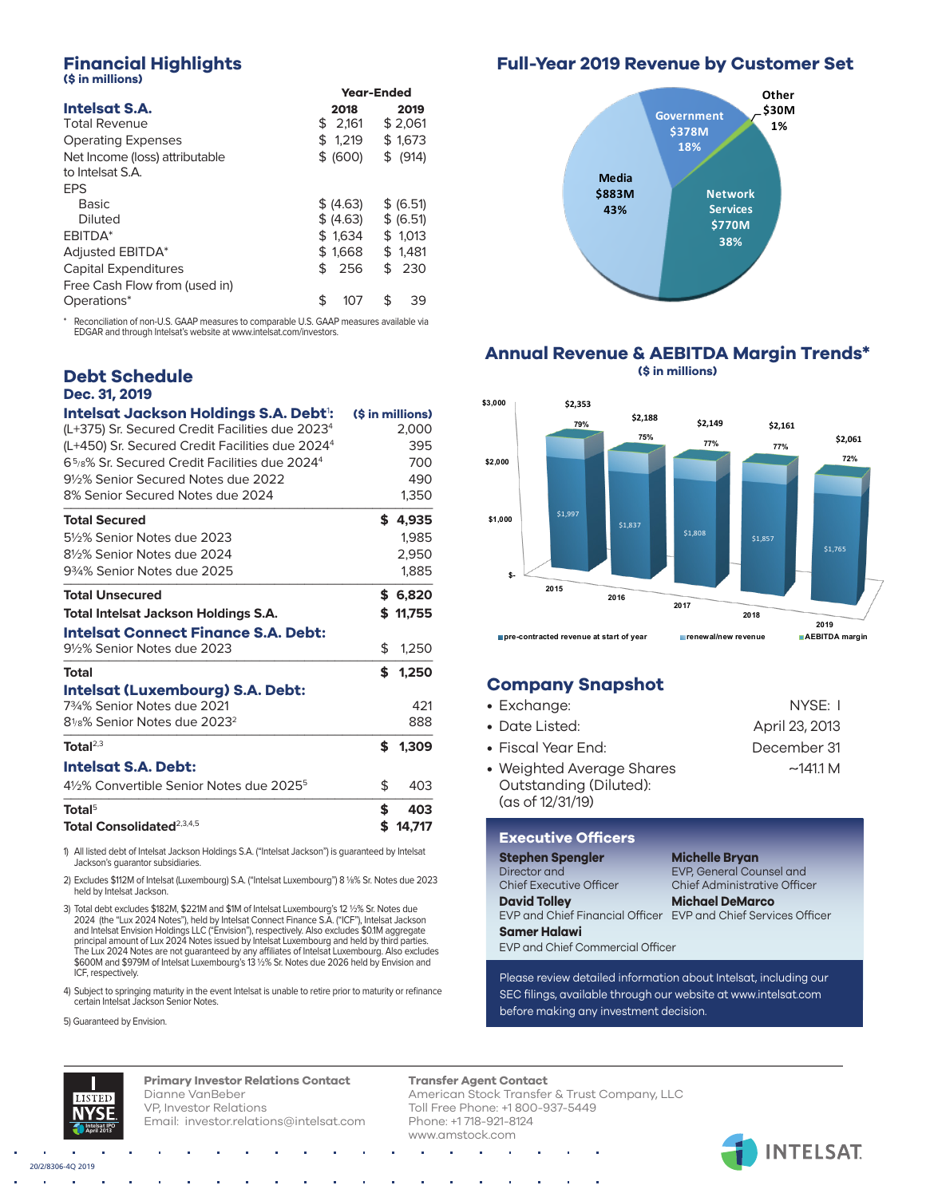## Financial Highlights
**($ in millions)**

| Intelsat S.A. | Year-Ended 2018 | Year-Ended 2019 |
|---|---|---|
| Total Revenue | $ 2,161 | $ 2,061 |
| Operating Expenses | $ 1,219 | $ 1,673 |
| Net Income (loss) attributable to Intelsat S.A. | $ (600) | $ (914) |
| EPS | | |
| Basic | $ (4.63) | $ (6.51) |
| Diluted | $ (4.63) | $ (6.51) |
| EBITDA* | $ 1,634 | $ 1,013 |
| Adjusted EBITDA* | $ 1,668 | $ 1,481 |
| Capital Expenditures | $ 256 | $ 230 |
| Free Cash Flow from (used in) Operations* | $ 107 | $ 39 |

\* Reconciliation of non-U.S. GAAP measures to comparable U.S. GAAP measures available via EDGAR and through Intelsat's website at www.intelsat.com/investors.

## Debt Schedule
**Dec. 31, 2019**

| Intelsat Jackson Holdings S.A. Debt[1]: | ($ in millions) |
|---|---|
| (L+375) Sr. Secured Credit Facilities due 2023[4] | 2,000 |
| (L+450) Sr. Secured Credit Facilities due 2024[4] | 395 |
| 6⅝% Sr. Secured Credit Facilities due 2024[4] | 700 |
| 9½% Senior Secured Notes due 2022 | 490 |
| 8% Senior Secured Notes due 2024 | 1,350 |
| **Total Secured** | **$ 4,935** |
| 5½% Senior Notes due 2023 | 1,985 |
| 8½% Senior Notes due 2024 | 2,950 |
| 9¾% Senior Notes due 2025 | 1,885 |
| **Total Unsecured** | **$ 6,820** |
| **Total Intelsat Jackson Holdings S.A.** | **$ 11,755** |
| **Intelsat Connect Finance S.A. Debt:** | |
| 9½% Senior Notes due 2023 | $ 1,250 |
| **Total** | **$ 1,250** |
| **Intelsat (Luxembourg) S.A. Debt:** | |
| 7¾% Senior Notes due 2021 | 421 |
| 8⅛% Senior Notes due 2023[2] | 888 |
| **Total[2,3]** | **$ 1,309** |
| **Intelsat S.A. Debt:** | |
| 4½% Convertible Senior Notes due 2025[5] | $ 403 |
| **Total[5]** | **$ 403** |
| **Total Consolidated[2,3,4,5]** | **$ 14,717** |

1) All listed debt of Intelsat Jackson Holdings S.A. ("Intelsat Jackson") is guaranteed by Intelsat Jackson's guarantor subsidiaries.

2) Excludes $112M of Intelsat (Luxembourg) S.A. ("Intelsat Luxembourg") 8⅛% Sr. Notes due 2023 held by Intelsat Jackson.

3) Total debt excludes $182M, $221M and $1M of Intelsat Luxembourg's 12½% Sr. Notes due 2024 (the "Lux 2024 Notes"), held by Intelsat Connect Finance S.A. ("ICF"), Intelsat Jackson and Intelsat Envision Holdings LLC ("Envision"), respectively. Also excludes $0.1M aggregate principal amount of Lux 2024 Notes issued by Intelsat Luxembourg and held by third parties. The Lux 2024 Notes are not guaranteed by any affiliates of Intelsat Luxembourg. Also excludes $600M and $979M of Intelsat Luxembourg's 13½% Sr. Notes due 2026 held by Envision and ICF, respectively.

4) Subject to springing maturity in the event Intelsat is unable to retire prior to maturity or refinance certain Intelsat Jackson Senior Notes.

5) Guaranteed by Envision.

## Full-Year 2019 Revenue by Customer Set

Government $378M 18%
Other $30M 1%
Media $883M 43%
Network Services $770M 38%

## Annual Revenue & AEBITDA Margin Trends*
**($ in millions)**

$3,000
$2,000
$1,000
$-

2015: $2,353, 79%, $1,997
2016: $2,188, 75%, $1,837
2017: $2,149, 77%, $1,808
2018: $2,161, 77%, $1,857
2019: $2,061, 72%, $1,765

pre-contracted revenue at start of year
renewal/new revenue
AEBITDA margin

## Company Snapshot

- Exchange: NYSE: I
- Date Listed: April 23, 2013
- Fiscal Year End: December 31
- Weighted Average Shares Outstanding (Diluted): (as of 12/31/19) ~141.1 M

### Executive Officers

**Stephen Spengler**
Director and Chief Executive Officer

**David Tolley**
EVP and Chief Financial Officer

**Samer Halawi**
EVP and Chief Commercial Officer

**Michelle Bryan**
EVP, General Counsel and Chief Administrative Officer

**Michael DeMarco**
EVP and Chief Services Officer

Please review detailed information about Intelsat, including our SEC filings, available through our website at www.intelsat.com before making any investment decision.

LISTED NYSE Intelsat IPO April 2013

**Primary Investor Relations Contact**
Dianne VanBeber
VP, Investor Relations
Email: investor.relations@intelsat.com

**Transfer Agent Contact**
American Stock Transfer & Trust Company, LLC
Toll Free Phone: +1 800-937-5449
Phone: +1 718-921-8124
www.amstock.com

INTELSAT

20/2/8306-4Q 2019